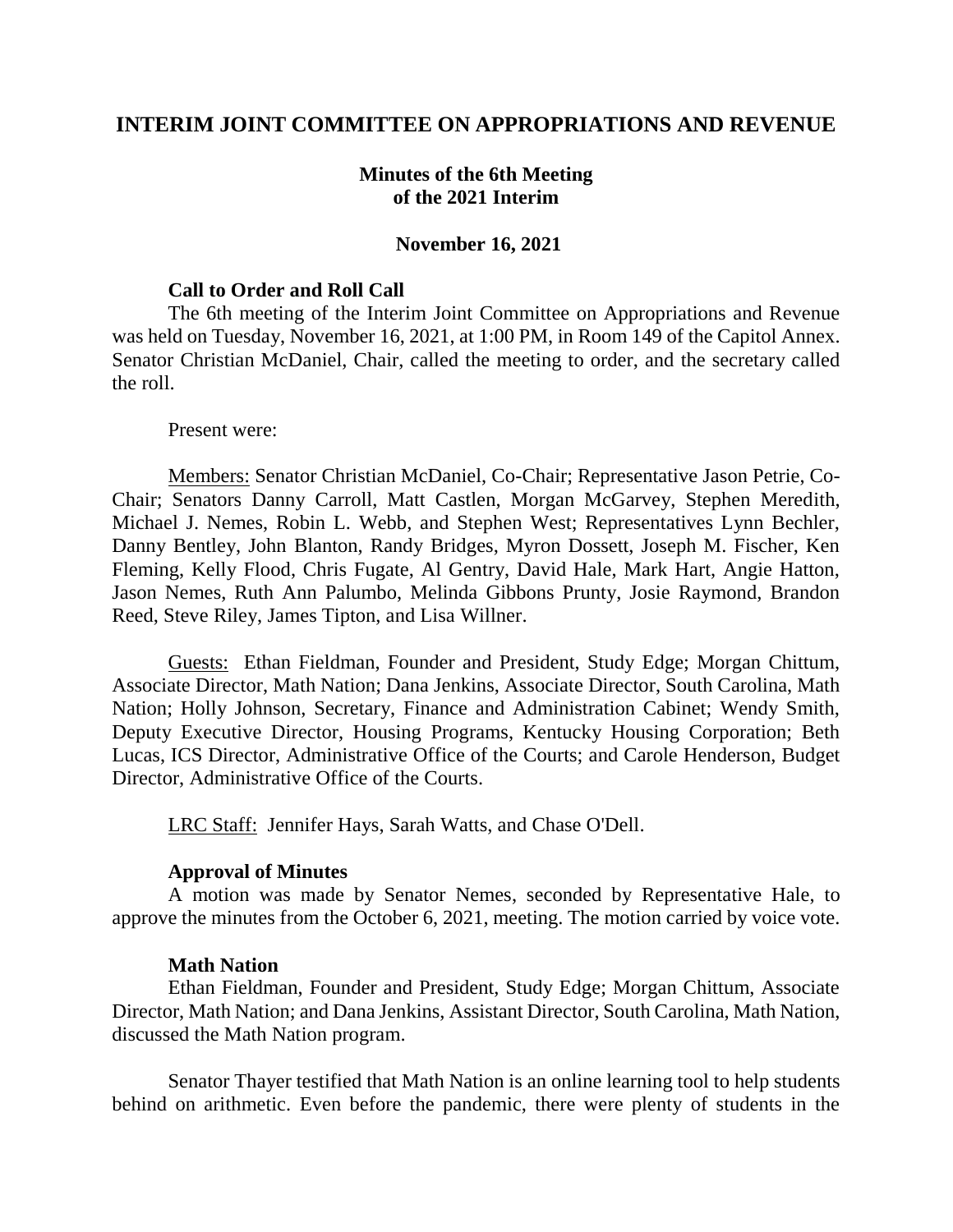# INTERIM JOINT COMMITTEE ON APPROPRIATIONS AND REVENUE

## Minutes of the 6th Meeting of the 2021 Interim

## November 16, 2021

### Call to Order and Roll Call

The 6th meeting of the Interim Joint Committee on Appropriations and Revenue was held on Tuesday, November 16, 2021, at 1:00 PM, in Room 149 of the Capitol Annex. Senator Christian McDaniel, Chair, called the meeting to order, and the secretary called the roll.

Present were:

Members: Senator Christian McDaniel, Co-Chair; Representative Jason Petrie, Co-Chair; Senators Danny Carroll, Matt Castlen, Morgan McGarvey, Stephen Meredith, Michael J. Nemes, Robin L. Webb, and Stephen West; Representatives Lynn Bechler, Danny Bentley, John Blanton, Randy Bridges, Myron Dossett, Joseph M. Fischer, Ken Fleming, Kelly Flood, Chris Fugate, Al Gentry, David Hale, Mark Hart, Angie Hatton, Jason Nemes, Ruth Ann Palumbo, Melinda Gibbons Prunty, Josie Raymond, Brandon Reed, Steve Riley, James Tipton, and Lisa Willner.

Guests: Ethan Fieldman, Founder and President, Study Edge; Morgan Chittum, Associate Director, Math Nation; Dana Jenkins, Associate Director, South Carolina, Math Nation; Holly Johnson, Secretary, Finance and Administration Cabinet; Wendy Smith, Deputy Executive Director, Housing Programs, Kentucky Housing Corporation; Beth Lucas, ICS Director, Administrative Office of the Courts; and Carole Henderson, Budget Director, Administrative Office of the Courts.

LRC Staff: Jennifer Hays, Sarah Watts, and Chase O'Dell.

### Approval of Minutes

A motion was made by Senator Nemes, seconded by Representative Hale, to approve the minutes from the October 6, 2021, meeting. The motion carried by voice vote.

### Math Nation

Ethan Fieldman, Founder and President, Study Edge; Morgan Chittum, Associate Director, Math Nation; and Dana Jenkins, Assistant Director, South Carolina, Math Nation, discussed the Math Nation program.

Senator Thayer testified that Math Nation is an online learning tool to help students behind on arithmetic. Even before the pandemic, there were plenty of students in the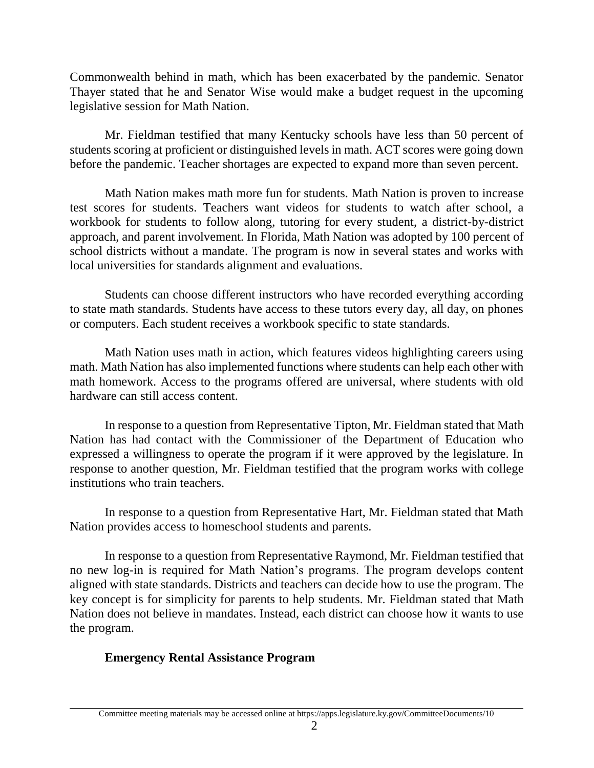Commonwealth behind in math, which has been exacerbated by the pandemic. Senator Thayer stated that he and Senator Wise would make a budget request in the upcoming legislative session for Math Nation.

Mr. Fieldman testified that many Kentucky schools have less than 50 percent of students scoring at proficient or distinguished levels in math. ACT scores were going down before the pandemic. Teacher shortages are expected to expand more than seven percent.

Math Nation makes math more fun for students. Math Nation is proven to increase test scores for students. Teachers want videos for students to watch after school, a workbook for students to follow along, tutoring for every student, a district-by-district approach, and parent involvement. In Florida, Math Nation was adopted by 100 percent of school districts without a mandate. The program is now in several states and works with local universities for standards alignment and evaluations.

Students can choose different instructors who have recorded everything according to state math standards. Students have access to these tutors every day, all day, on phones or computers. Each student receives a workbook specific to state standards.

Math Nation uses math in action, which features videos highlighting careers using math. Math Nation has also implemented functions where students can help each other with math homework. Access to the programs offered are universal, where students with old hardware can still access content.

In response to a question from Representative Tipton, Mr. Fieldman stated that Math Nation has had contact with the Commissioner of the Department of Education who expressed a willingness to operate the program if it were approved by the legislature. In response to another question, Mr. Fieldman testified that the program works with college institutions who train teachers.

In response to a question from Representative Hart, Mr. Fieldman stated that Math Nation provides access to homeschool students and parents.

In response to a question from Representative Raymond, Mr. Fieldman testified that no new log-in is required for Math Nation's programs. The program develops content aligned with state standards. Districts and teachers can decide how to use the program. The key concept is for simplicity for parents to help students. Mr. Fieldman stated that Math Nation does not believe in mandates. Instead, each district can choose how it wants to use the program.

**Emergency Rental Assistance Program**

Committee meeting materials may be accessed online at https://apps.legislature.ky.gov/CommitteeDocuments/10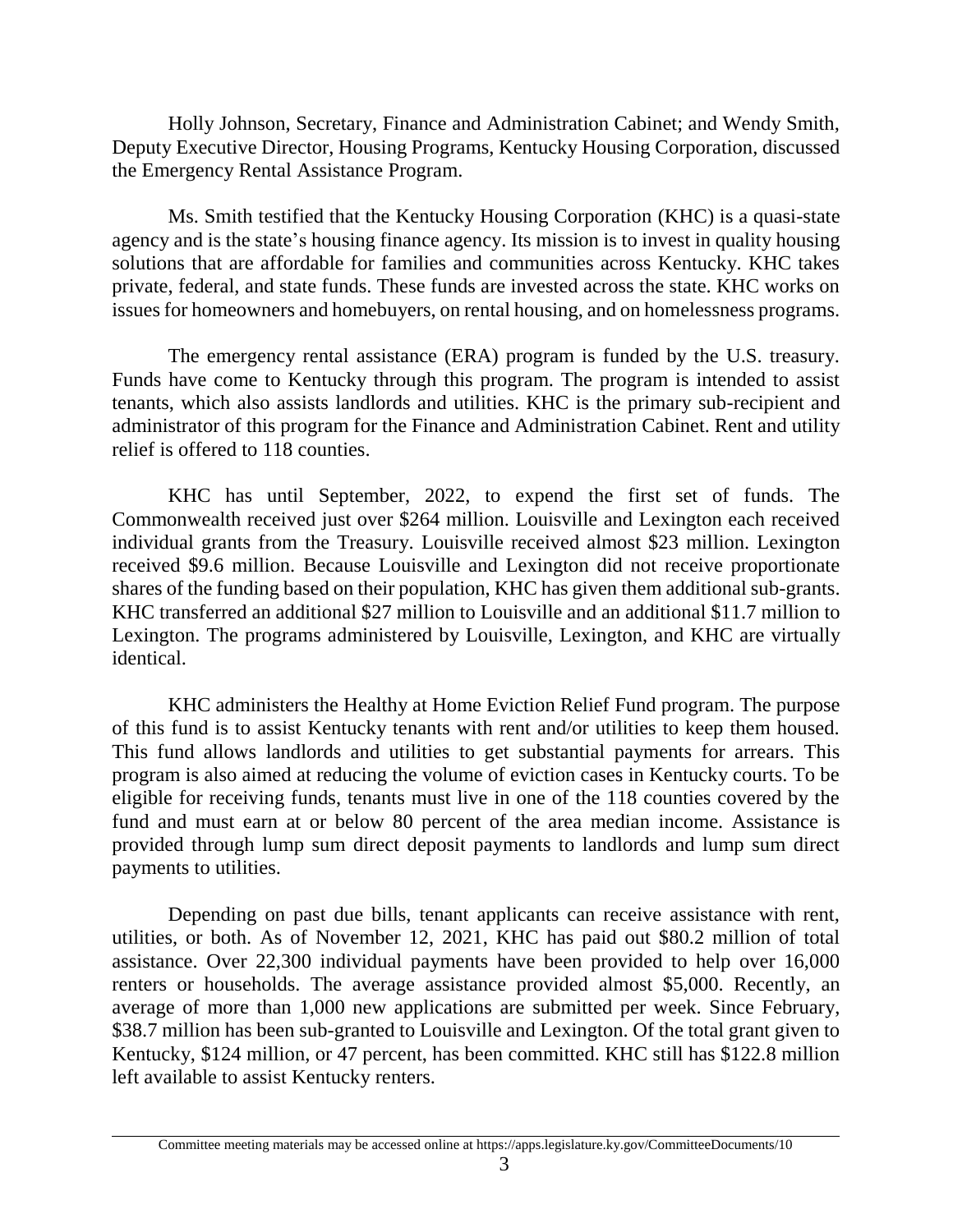Holly Johnson, Secretary, Finance and Administration Cabinet; and Wendy Smith, Deputy Executive Director, Housing Programs, Kentucky Housing Corporation, discussed the Emergency Rental Assistance Program.

Ms. Smith testified that the Kentucky Housing Corporation (KHC) is a quasi-state agency and is the state's housing finance agency. Its mission is to invest in quality housing solutions that are affordable for families and communities across Kentucky. KHC takes private, federal, and state funds. These funds are invested across the state. KHC works on issues for homeowners and homebuyers, on rental housing, and on homelessness programs.

The emergency rental assistance (ERA) program is funded by the U.S. treasury. Funds have come to Kentucky through this program. The program is intended to assist tenants, which also assists landlords and utilities. KHC is the primary sub-recipient and administrator of this program for the Finance and Administration Cabinet. Rent and utility relief is offered to 118 counties.

KHC has until September, 2022, to expend the first set of funds. The Commonwealth received just over $264 million. Louisville and Lexington each received individual grants from the Treasury. Louisville received almost $23 million. Lexington received $9.6 million. Because Louisville and Lexington did not receive proportionate shares of the funding based on their population, KHC has given them additional sub-grants. KHC transferred an additional $27 million to Louisville and an additional $11.7 million to Lexington. The programs administered by Louisville, Lexington, and KHC are virtually identical.

KHC administers the Healthy at Home Eviction Relief Fund program. The purpose of this fund is to assist Kentucky tenants with rent and/or utilities to keep them housed. This fund allows landlords and utilities to get substantial payments for arrears. This program is also aimed at reducing the volume of eviction cases in Kentucky courts. To be eligible for receiving funds, tenants must live in one of the 118 counties covered by the fund and must earn at or below 80 percent of the area median income. Assistance is provided through lump sum direct deposit payments to landlords and lump sum direct payments to utilities.

Depending on past due bills, tenant applicants can receive assistance with rent, utilities, or both. As of November 12, 2021, KHC has paid out $80.2 million of total assistance. Over 22,300 individual payments have been provided to help over 16,000 renters or households. The average assistance provided almost $5,000. Recently, an average of more than 1,000 new applications are submitted per week. Since February, $38.7 million has been sub-granted to Louisville and Lexington. Of the total grant given to Kentucky, $124 million, or 47 percent, has been committed. KHC still has $122.8 million left available to assist Kentucky renters.

Committee meeting materials may be accessed online at https://apps.legislature.ky.gov/CommitteeDocuments/10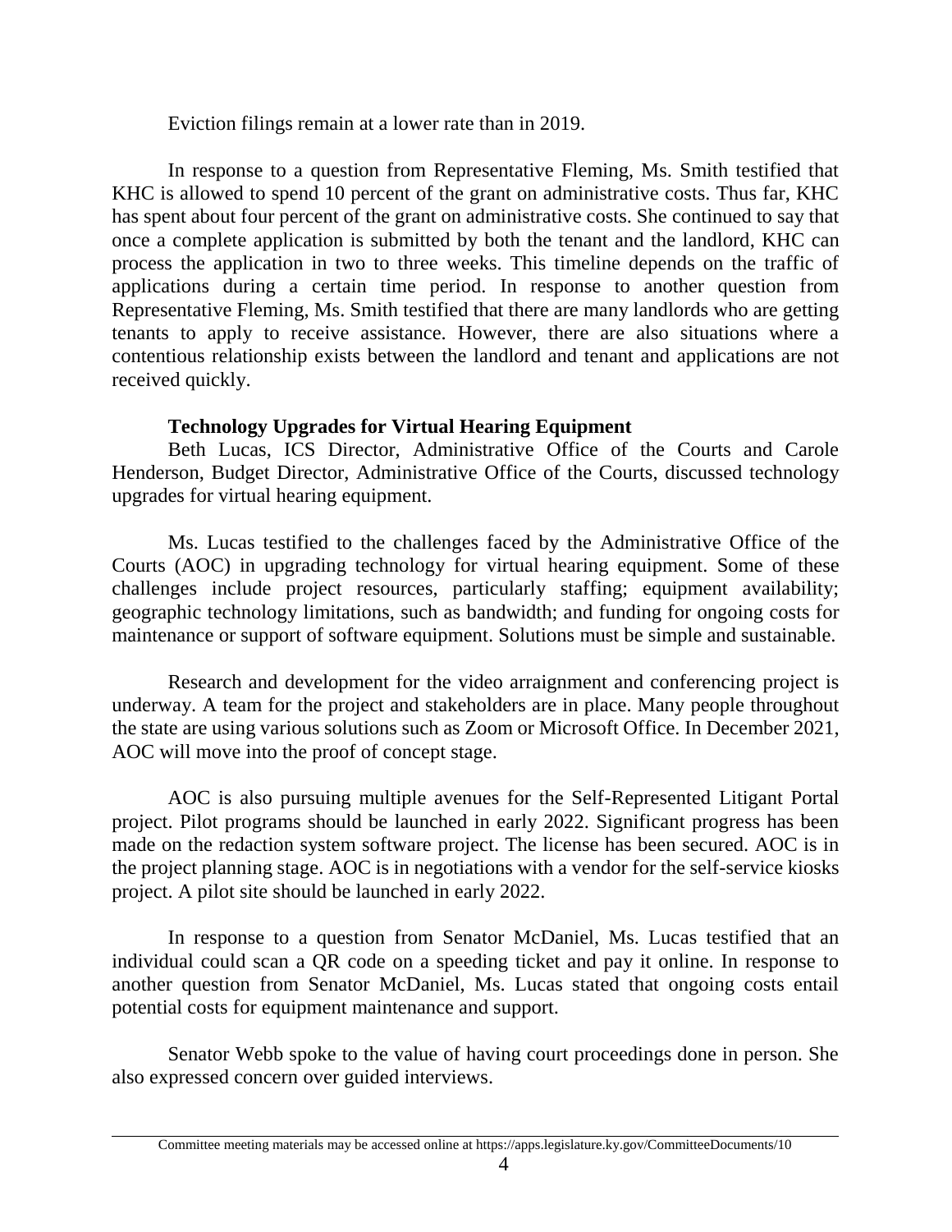Eviction filings remain at a lower rate than in 2019.

In response to a question from Representative Fleming, Ms. Smith testified that KHC is allowed to spend 10 percent of the grant on administrative costs. Thus far, KHC has spent about four percent of the grant on administrative costs. She continued to say that once a complete application is submitted by both the tenant and the landlord, KHC can process the application in two to three weeks. This timeline depends on the traffic of applications during a certain time period. In response to another question from Representative Fleming, Ms. Smith testified that there are many landlords who are getting tenants to apply to receive assistance. However, there are also situations where a contentious relationship exists between the landlord and tenant and applications are not received quickly.

**Technology Upgrades for Virtual Hearing Equipment**

Beth Lucas, ICS Director, Administrative Office of the Courts and Carole Henderson, Budget Director, Administrative Office of the Courts, discussed technology upgrades for virtual hearing equipment.

Ms. Lucas testified to the challenges faced by the Administrative Office of the Courts (AOC) in upgrading technology for virtual hearing equipment. Some of these challenges include project resources, particularly staffing; equipment availability; geographic technology limitations, such as bandwidth; and funding for ongoing costs for maintenance or support of software equipment. Solutions must be simple and sustainable.

Research and development for the video arraignment and conferencing project is underway. A team for the project and stakeholders are in place. Many people throughout the state are using various solutions such as Zoom or Microsoft Office. In December 2021, AOC will move into the proof of concept stage.

AOC is also pursuing multiple avenues for the Self-Represented Litigant Portal project. Pilot programs should be launched in early 2022. Significant progress has been made on the redaction system software project. The license has been secured. AOC is in the project planning stage. AOC is in negotiations with a vendor for the self-service kiosks project. A pilot site should be launched in early 2022.

In response to a question from Senator McDaniel, Ms. Lucas testified that an individual could scan a QR code on a speeding ticket and pay it online. In response to another question from Senator McDaniel, Ms. Lucas stated that ongoing costs entail potential costs for equipment maintenance and support.

Senator Webb spoke to the value of having court proceedings done in person. She also expressed concern over guided interviews.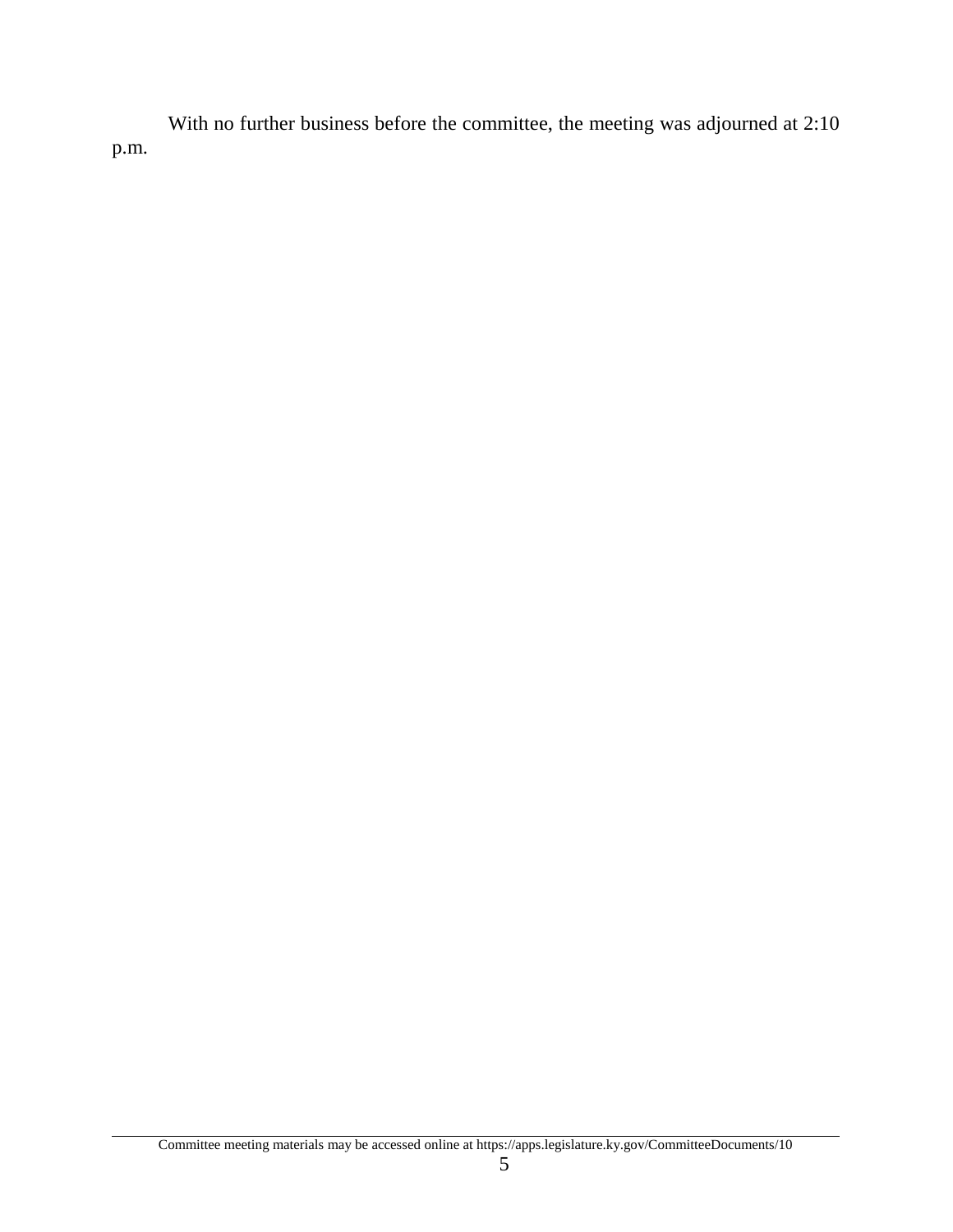With no further business before the committee, the meeting was adjourned at 2:10 p.m.